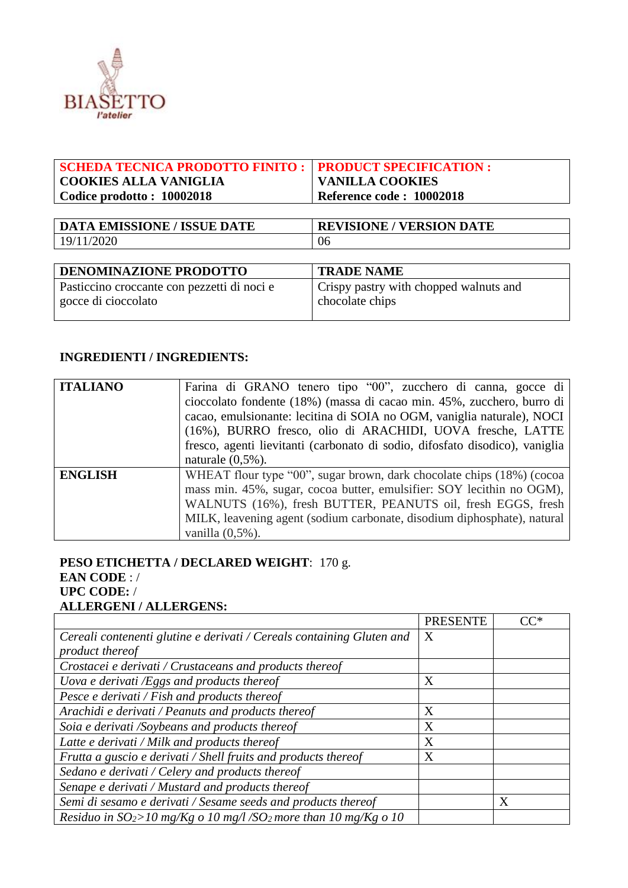BIASETTO
l'atelier

| SCHEDA TECNICA PRODOTTO FINITO : COOKIES ALLA VANIGLIA Codice prodotto : 10002018 | PRODUCT SPECIFICATION : VANILLA COOKIES Reference code : 10002018 |
|---|---|

| DATA EMISSIONE / ISSUE DATE | REVISIONE / VERSION DATE |
|---|---|
| 19/11/2020 | 06 |

| DENOMINAZIONE PRODOTTO | TRADE NAME |
|---|---|
| Pasticcino croccante con pezzetti di noci e gocce di cioccolato | Crispy pastry with chopped walnuts and chocolate chips |

**INGREDIENTI / INGREDIENTS:**

| | |
|---|---|
| **ITALIANO** | Farina di GRANO tenero tipo "00", zucchero di canna, gocce di cioccolato fondente (18%) (massa di cacao min. 45%, zucchero, burro di cacao, emulsionante: lecitina di SOIA no OGM, vaniglia naturale), NOCI (16%), BURRO fresco, olio di ARACHIDI, UOVA fresche, LATTE fresco, agenti lievitanti (carbonato di sodio, difosfato disodico), vaniglia naturale (0,5%). |
| **ENGLISH** | WHEAT flour type "00", sugar brown, dark chocolate chips (18%) (cocoa mass min. 45%, sugar, cocoa butter, emulsifier: SOY lecithin no OGM), WALNUTS (16%), fresh BUTTER, PEANUTS oil, fresh EGGS, fresh MILK, leavening agent (sodium carbonate, disodium diphosphate), natural vanilla (0,5%). |

**PESO ETICHETTA / DECLARED WEIGHT**: 170 g.
**EAN CODE** : /
**UPC CODE:** /
**ALLERGENI / ALLERGENS:**

| | PRESENTE | CC* |
|---|---|---|
| *Cereali contenenti glutine e derivati / Cereals containing Gluten and product thereof* | X | |
| *Crostacei e derivati / Crustaceans and products thereof* | | |
| *Uova e derivati /Eggs and products thereof* | X | |
| *Pesce e derivati / Fish and products thereof* | | |
| *Arachidi e derivati / Peanuts and products thereof* | X | |
| *Soia e derivati /Soybeans and products thereof* | X | |
| *Latte e derivati / Milk and products thereof* | X | |
| *Frutta a guscio e derivati / Shell fruits and products thereof* | X | |
| *Sedano e derivati / Celery and products thereof* | | |
| *Senape e derivati / Mustard and products thereof* | | |
| *Semi di sesamo e derivati / Sesame seeds and products thereof* | | X |
| *Residuo in $SO_2$>10 mg/Kg o 10 mg/l /$SO_2$ more than 10 mg/Kg o 10* | | |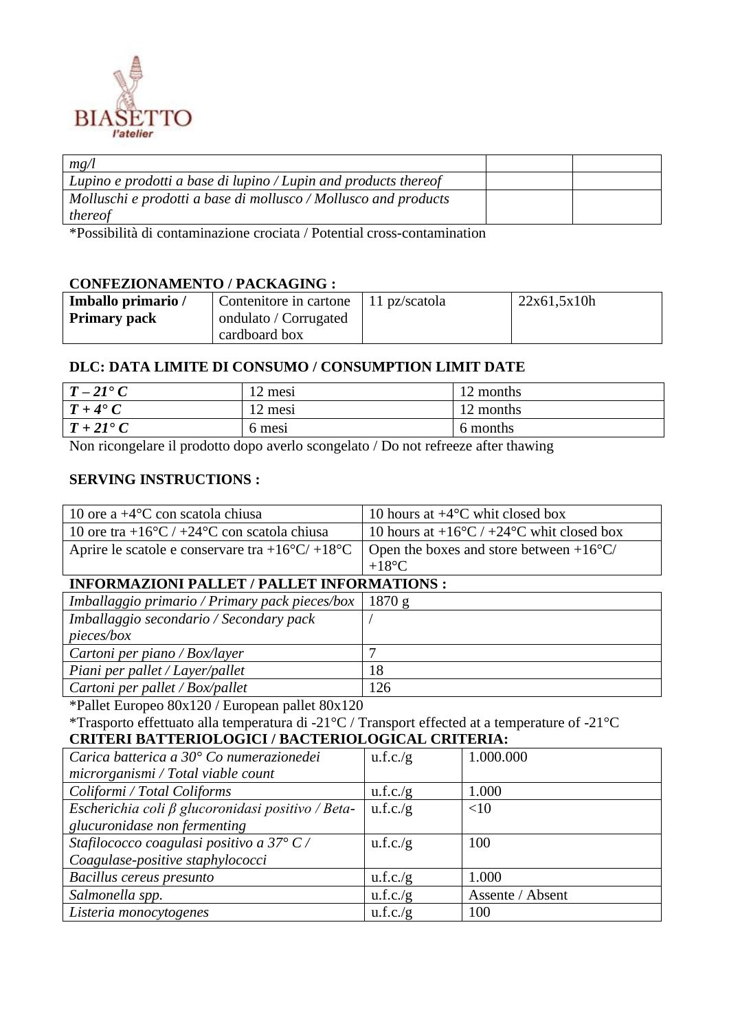| | | |
|---|---|---|
| *mg/l* | | |
| *Lupino e prodotti a base di lupino / Lupin and products thereof* | | |
| *Molluschi e prodotti a base di mollusco / Mollusco and products thereof* | | |

*Possibilità di contaminazione crociata / Potential cross-contamination

**CONFEZIONAMENTO / PACKAGING :**

| | | | |
|---|---|---|---|
| **Imballo primario / Primary pack** | Contenitore in cartone ondulato / Corrugated cardboard box | 11 pz/scatola | 22x61,5x10h |

**DLC: DATA LIMITE DI CONSUMO / CONSUMPTION LIMIT DATE**

| | | |
|---|---|---|
| ***T – 21° C*** | 12 mesi | 12 months |
| ***T + 4° C*** | 12 mesi | 12 months |
| ***T + 21° C*** | 6 mesi | 6 months |

Non ricongelare il prodotto dopo averlo scongelato / Do not refreeze after thawing

**SERVING INSTRUCTIONS :**

| | |
|---|---|
| 10 ore a +4°C con scatola chiusa | 10 hours at +4°C whit closed box |
| 10 ore tra +16°C / +24°C con scatola chiusa | 10 hours at +16°C / +24°C whit closed box |
| Aprire le scatole e conservare tra +16°C/ +18°C | Open the boxes and store between +16°C/ +18°C |

**INFORMAZIONI PALLET / PALLET INFORMATIONS :**

| | |
|---|---|
| *Imballaggio primario / Primary pack pieces/box* | 1870 g |
| *Imballaggio secondario / Secondary pack pieces/box* | / |
| *Cartoni per piano / Box/layer* | 7 |
| *Piani per pallet / Layer/pallet* | 18 |
| *Cartoni per pallet / Box/pallet* | 126 |

*Pallet Europeo 80x120 / European pallet 80x120

*Trasporto effettuato alla temperatura di -21°C / Transport effected at a temperature of -21°C

**CRITERI BATTERIOLOGICI / BACTERIOLOGICAL CRITERIA:**

| | | |
|---|---|---|
| *Carica batterica a 30° Co numerazionedei microrganismi / Total viable count* | u.f.c./g | 1.000.000 |
| *Coliformi / Total Coliforms* | u.f.c./g | 1.000 |
| *Escherichia coli β glucoronidasi positivo / Beta-glucuronidase non fermenting* | u.f.c./g | <10 |
| *Stafilococco coagulasi positivo a 37° C / Coagulase-positive staphylococci* | u.f.c./g | 100 |
| *Bacillus cereus presunto* | u.f.c./g | 1.000 |
| *Salmonella spp.* | u.f.c./g | Assente / Absent |
| *Listeria monocytogenes* | u.f.c./g | 100 |